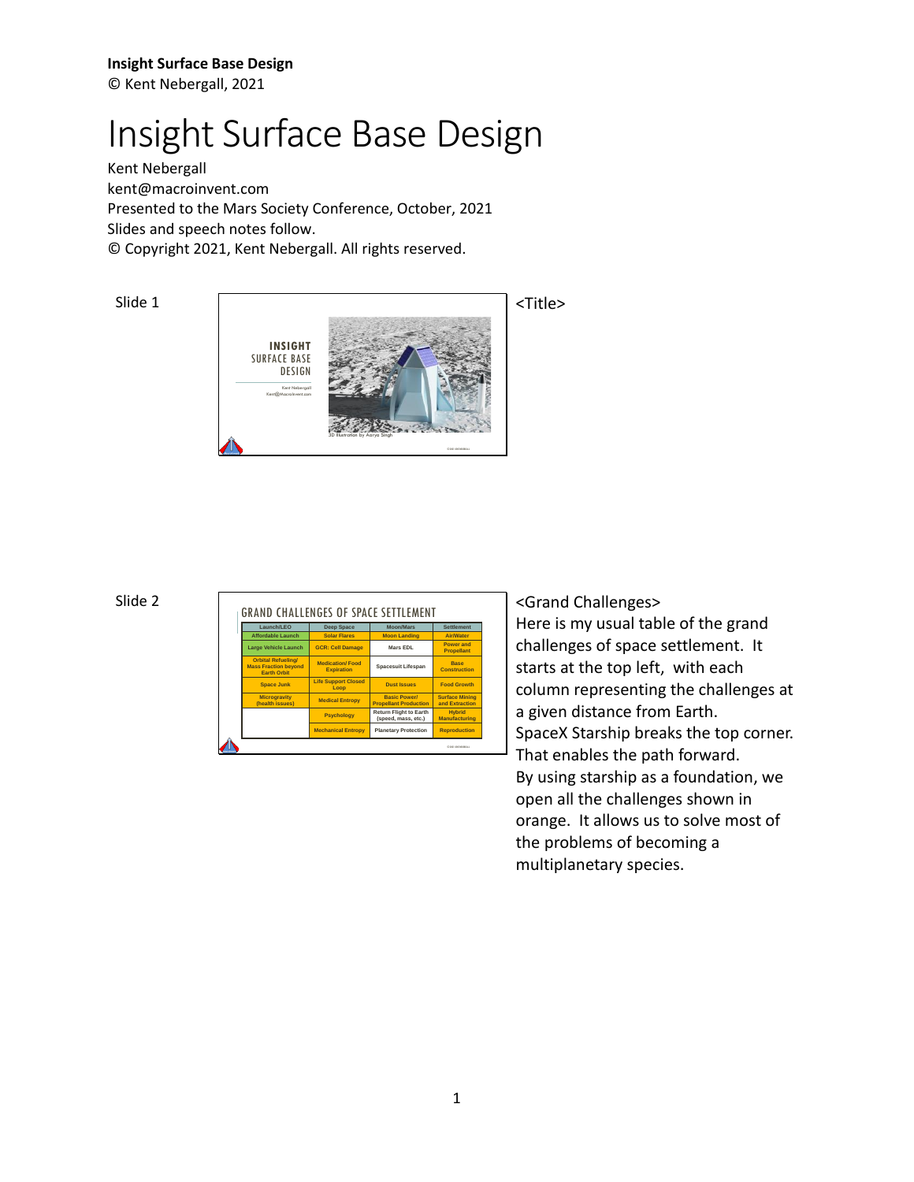**Insight Surface Base Design**
© Kent Nebergall, 2021

# Insight Surface Base Design

Kent Nebergall
kent@macroinvent.com
Presented to the Mars Society Conference, October, 2021
Slides and speech notes follow.
© Copyright 2021, Kent Nebergall. All rights reserved.

Slide 1

INSIGHT SURFACE BASE DESIGN

Kent Nebergall
Kent@Macroinvent.com

3D Illustration by Aarya Singh

<Title>

Slide 2

GRAND CHALLENGES OF SPACE SETTLEMENT

| Launch/LEO | Deep Space | Moon/Mars | Settlement |
|---|---|---|---|
| Affordable Launch | Solar Flares | Moon Landing | Air/Water |
| Large Vehicle Launch | GCR: Cell Damage | Mars EDL | Power and Propellant |
| Orbital Refueling/ Mass Fraction beyond Earth Orbit | Medication/ Food Expiration | Spacesuit Lifespan | Base Construction |
| Space Junk | Life Support Closed Loop | Dust Issues | Food Growth |
| Microgravity (health issues) | Medical Entropy | Basic Power/ Propellant Production | Surface Mining and Extraction |
| | Psychology | Return Flight to Earth (speed, mass, etc.) | Hybrid Manufacturing |
| | Mechanical Entropy | Planetary Protection | Reproduction |

<Grand Challenges>
Here is my usual table of the grand challenges of space settlement. It starts at the top left, with each column representing the challenges at a given distance from Earth.
SpaceX Starship breaks the top corner. That enables the path forward.
By using starship as a foundation, we open all the challenges shown in orange. It allows us to solve most of the problems of becoming a multiplanetary species.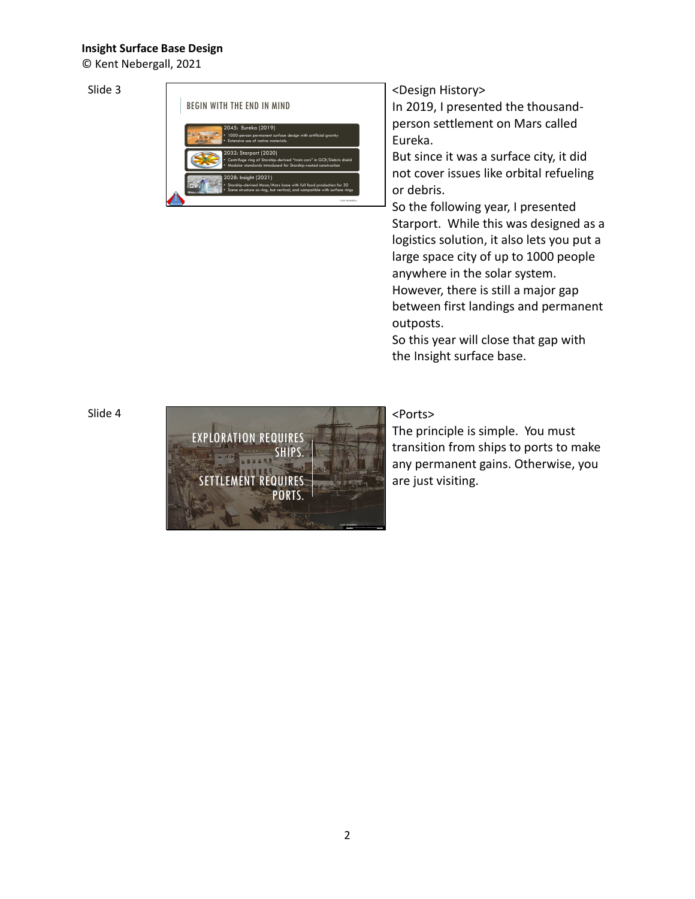**Insight Surface Base Design**
© Kent Nebergall, 2021

Slide 3

<Design History>
In 2019, I presented the thousand-person settlement on Mars called Eureka.
But since it was a surface city, it did not cover issues like orbital refueling or debris.
So the following year, I presented Starport. While this was designed as a logistics solution, it also lets you put a large space city of up to 1000 people anywhere in the solar system.
However, there is still a major gap between first landings and permanent outposts.
So this year will close that gap with the Insight surface base.

Slide 4

<Ports>
The principle is simple. You must transition from ships to ports to make any permanent gains. Otherwise, you are just visiting.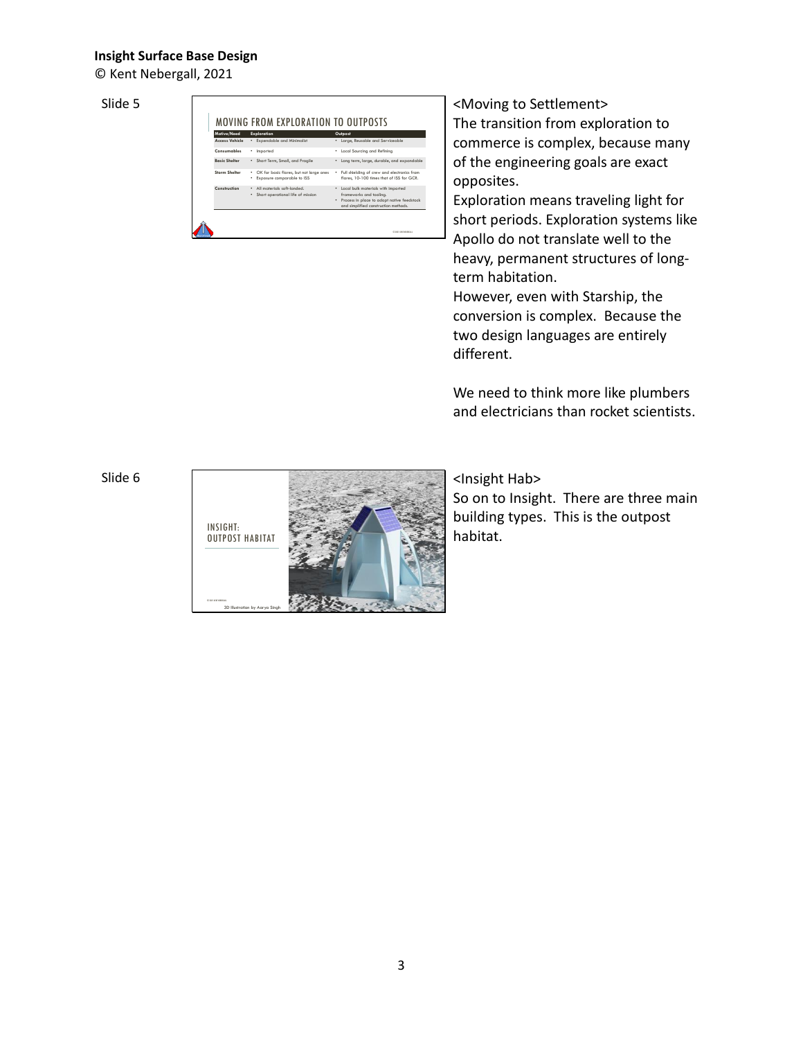**Insight Surface Base Design**

© Kent Nebergall, 2021

Slide 5

## MOVING FROM EXPLORATION TO OUTPOSTS

| Motive/Need | Exploration | Outpost |
|---|---|---|
| Access Vehicle | • Expendable and Minimalist | • Large, Reusable and Serviceable |
| Consumables | • Imported | • Local Sourcing and Refining |
| Basic Shelter | • Short Term, Small, and Fragile | • Long term, large, durable, and expandable |
| Storm Shelter | • OK for basic flares, but not large ones<br>• Exposure comparable to ISS | • Full shielding of crew and electronics from flares, 10-100 times that of ISS for GCR. |
| Construction | • All materials soft-landed.<br>• Short operational life of mission | • Local bulk materials with imported frameworks and tooling.<br>• Process in place to adopt native feedstock and simplified construction methods. |

<Moving to Settlement>

The transition from exploration to commerce is complex, because many of the engineering goals are exact opposites.

Exploration means traveling light for short periods. Exploration systems like Apollo do not translate well to the heavy, permanent structures of long-term habitation.

However, even with Starship, the conversion is complex. Because the two design languages are entirely different.

We need to think more like plumbers and electricians than rocket scientists.

Slide 6

INSIGHT: OUTPOST HABITAT

3D Illustration by Aarya Singh

<Insight Hab>

So on to Insight. There are three main building types. This is the outpost habitat.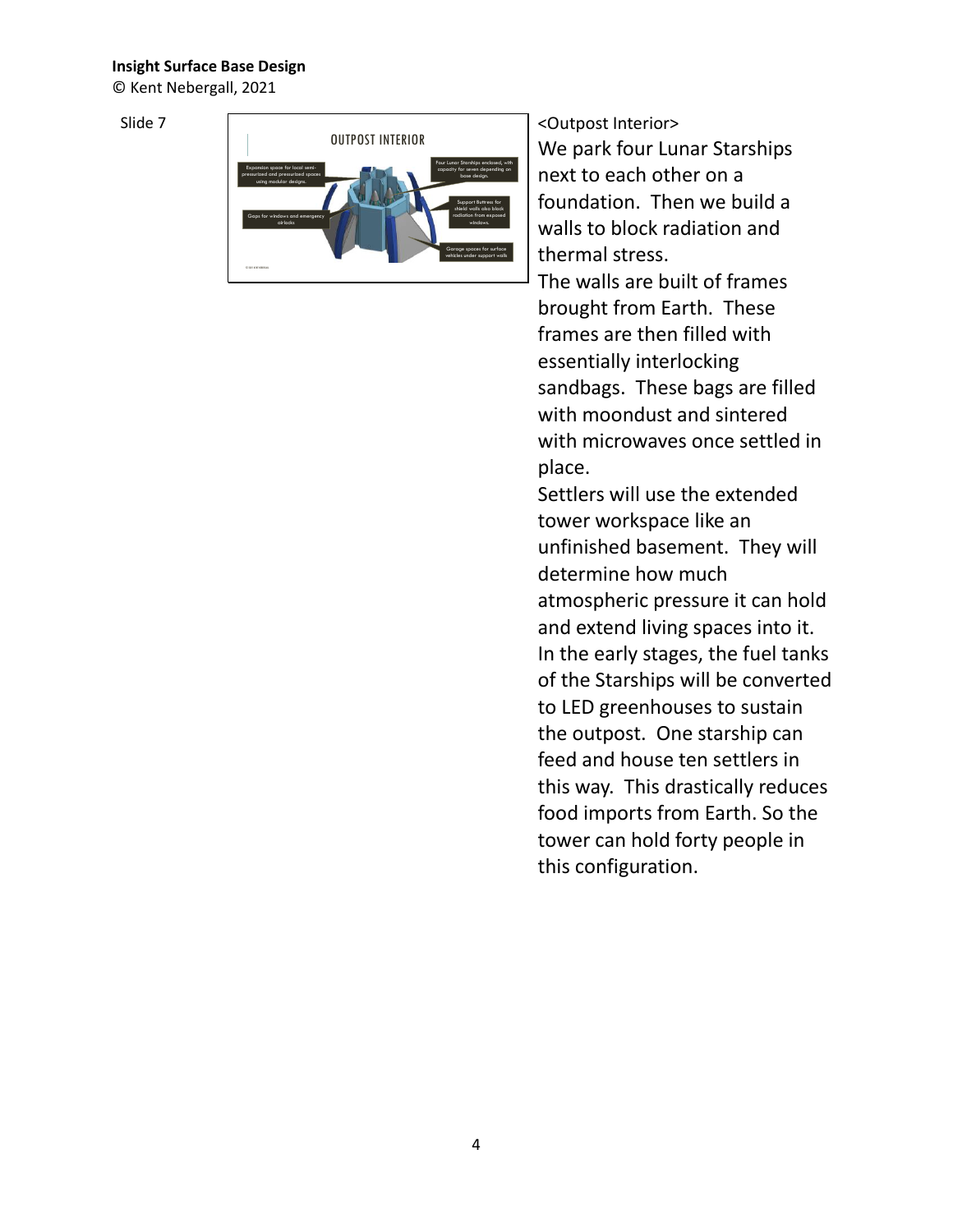**Insight Surface Base Design**
© Kent Nebergall, 2021

Slide 7

<Outpost Interior>
We park four Lunar Starships next to each other on a foundation. Then we build a walls to block radiation and thermal stress.
The walls are built of frames brought from Earth. These frames are then filled with essentially interlocking sandbags. These bags are filled with moondust and sintered with microwaves once settled in place.
Settlers will use the extended tower workspace like an unfinished basement. They will determine how much atmospheric pressure it can hold and extend living spaces into it.
In the early stages, the fuel tanks of the Starships will be converted to LED greenhouses to sustain the outpost. One starship can feed and house ten settlers in this way. This drastically reduces food imports from Earth. So the tower can hold forty people in this configuration.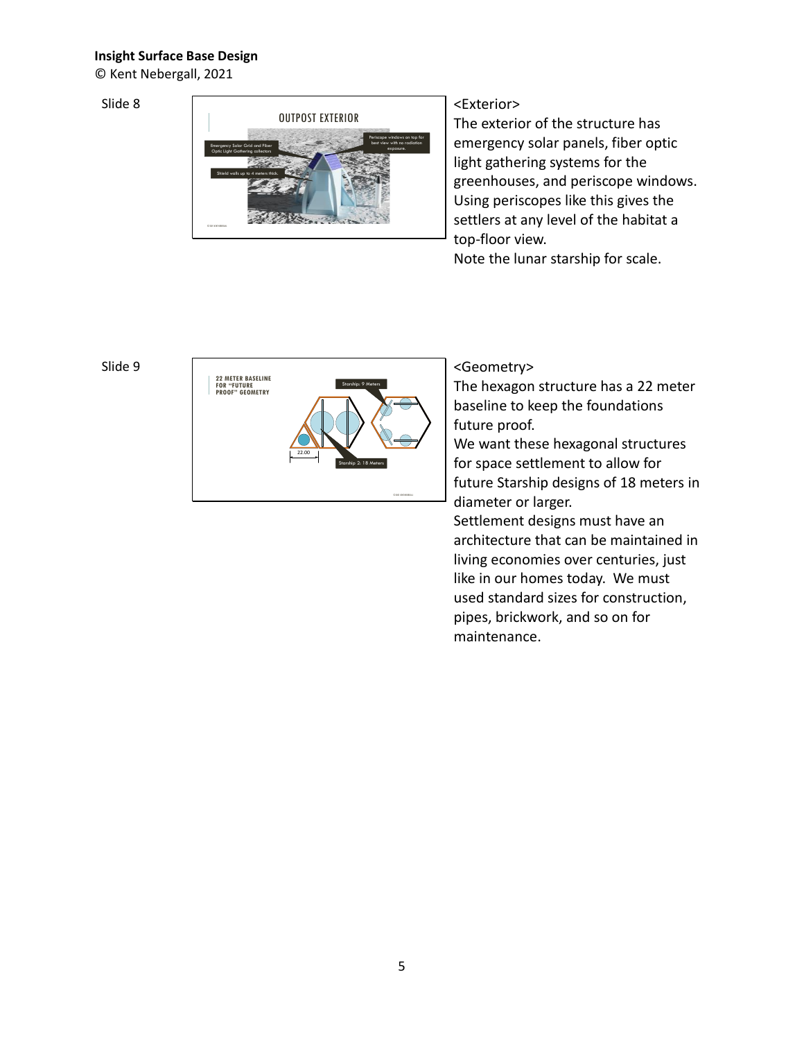**Insight Surface Base Design**
© Kent Nebergall, 2021

Slide 8

<Exterior>
The exterior of the structure has emergency solar panels, fiber optic light gathering systems for the greenhouses, and periscope windows. Using periscopes like this gives the settlers at any level of the habitat a top-floor view.
Note the lunar starship for scale.

Slide 9

<Geometry>
The hexagon structure has a 22 meter baseline to keep the foundations future proof.
We want these hexagonal structures for space settlement to allow for future Starship designs of 18 meters in diameter or larger.
Settlement designs must have an architecture that can be maintained in living economies over centuries, just like in our homes today. We must used standard sizes for construction, pipes, brickwork, and so on for maintenance.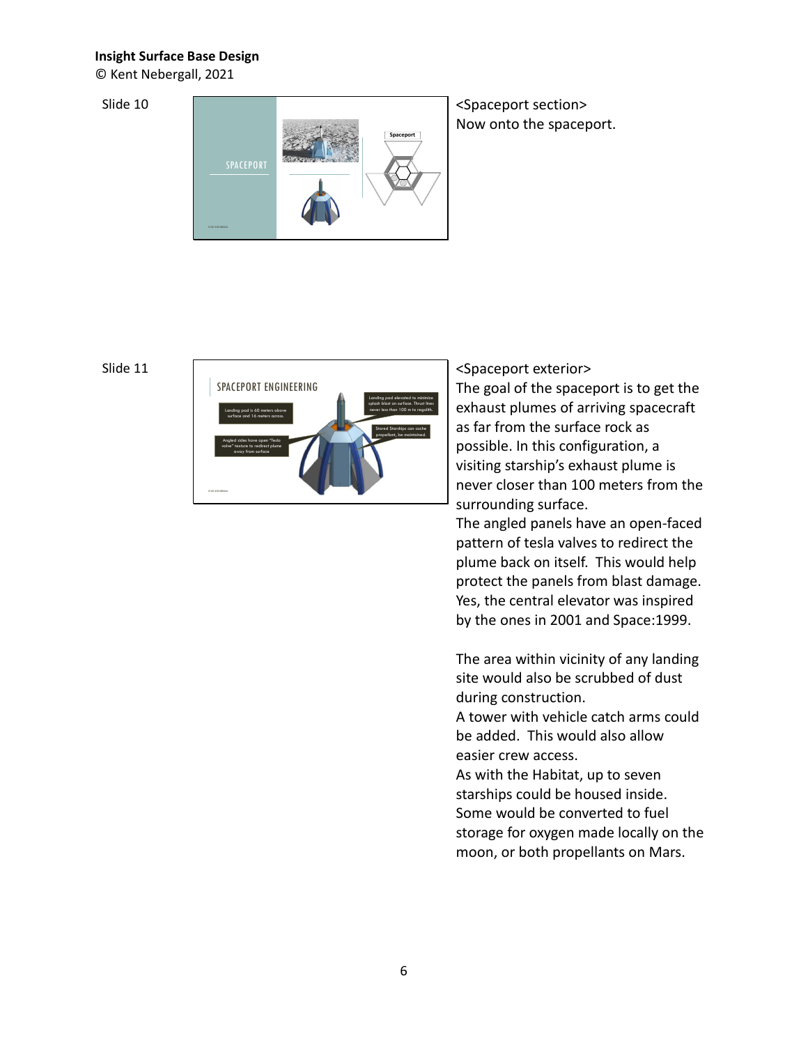**Insight Surface Base Design**

© Kent Nebergall, 2021

Slide 10

<Spaceport section>
Now onto the spaceport.

Slide 11

<Spaceport exterior>
The goal of the spaceport is to get the exhaust plumes of arriving spacecraft as far from the surface rock as possible. In this configuration, a visiting starship's exhaust plume is never closer than 100 meters from the surrounding surface.
The angled panels have an open-faced pattern of tesla valves to redirect the plume back on itself. This would help protect the panels from blast damage.
Yes, the central elevator was inspired by the ones in 2001 and Space:1999.

The area within vicinity of any landing site would also be scrubbed of dust during construction.
A tower with vehicle catch arms could be added. This would also allow easier crew access.
As with the Habitat, up to seven starships could be housed inside. Some would be converted to fuel storage for oxygen made locally on the moon, or both propellants on Mars.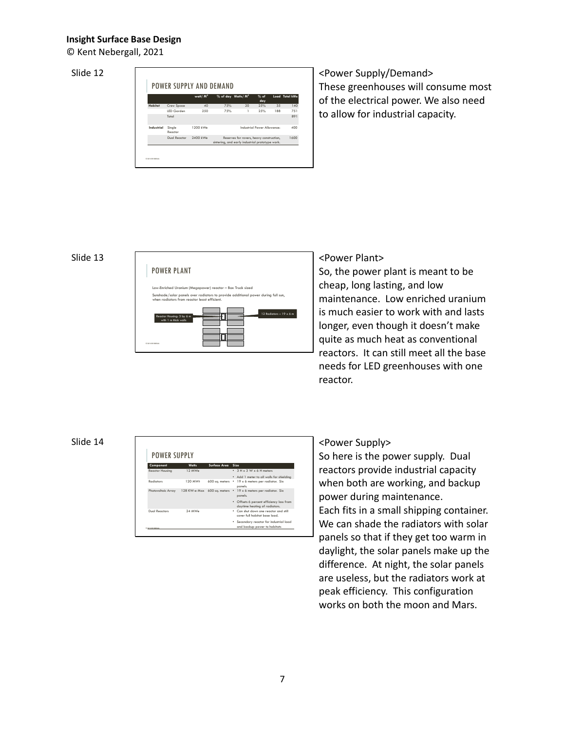**Insight Surface Base Design**

© Kent Nebergall, 2021

Slide 12

POWER SUPPLY AND DEMAND

| | | watt/ $M^2$ | % of day | Watts/ $M^2$ | % of day | Load | Total kWe |
|---|---|---|---|---|---|---|---|
| Habitat | Crew Space | 40 | 75% | 20 | 25% | 35 | 140 |
| | LED Garden | 250 | 75% | 1 | 25% | 188 | 751 |
| | Total | | | | | | 891 |
| Industrial | Single Reactor | 1200 kWe | | | Industrial Power Allowance: | | 400 |
| | Dual Reactor | 2400 kWe | Reserves for rovers, heavy construction, sintering, and early industrial prototype work. | | | | 1600 |

<Power Supply/Demand>
These greenhouses will consume most of the electrical power. We also need to allow for industrial capacity.

Slide 13

POWER PLANT

Low-Enriched Uranium (Megapower) reactor – Box Truck sized

Sunshade/solar panels over radiators to provide additional power during full sun, when radiators from reactor least efficient.

Reactor Housing: 3 by 6 m with 1 m thick walls

12 Radiators – 19 x 6 m

<Power Plant>
So, the power plant is meant to be cheap, long lasting, and low maintenance. Low enriched uranium is much easier to work with and lasts longer, even though it doesn't make quite as much heat as conventional reactors. It can still meet all the base needs for LED greenhouses with one reactor.

Slide 14

POWER SUPPLY

| Component | Watts | Surface Area | Size |
|---|---|---|---|
| Reactor Housing | 12 MWe | | • 3 H x 3 W x 6 H meters<br>• Add 1 meter to all walls for shielding |
| Radiators | 120 MWt | 600 sq. meters | • 19 x 6 meters per radiator. Six panels. |
| Photovoltaic Array | 128 KW-e Max | 600 sq. meters | • 19 x 6 meters per radiator. Six panels.<br>• Offsets 6 percent efficiency loss from daytime heating of radiators. |
| Dual Reactors | 24 MWe | | • Can shut down one reactor and still cover full habitat base load.<br>• Secondary reactor for industrial load and backup power to habitats |

<Power Supply>
So here is the power supply. Dual reactors provide industrial capacity when both are working, and backup power during maintenance.
Each fits in a small shipping container. We can shade the radiators with solar panels so that if they get too warm in daylight, the solar panels make up the difference. At night, the solar panels are useless, but the radiators work at peak efficiency. This configuration works on both the moon and Mars.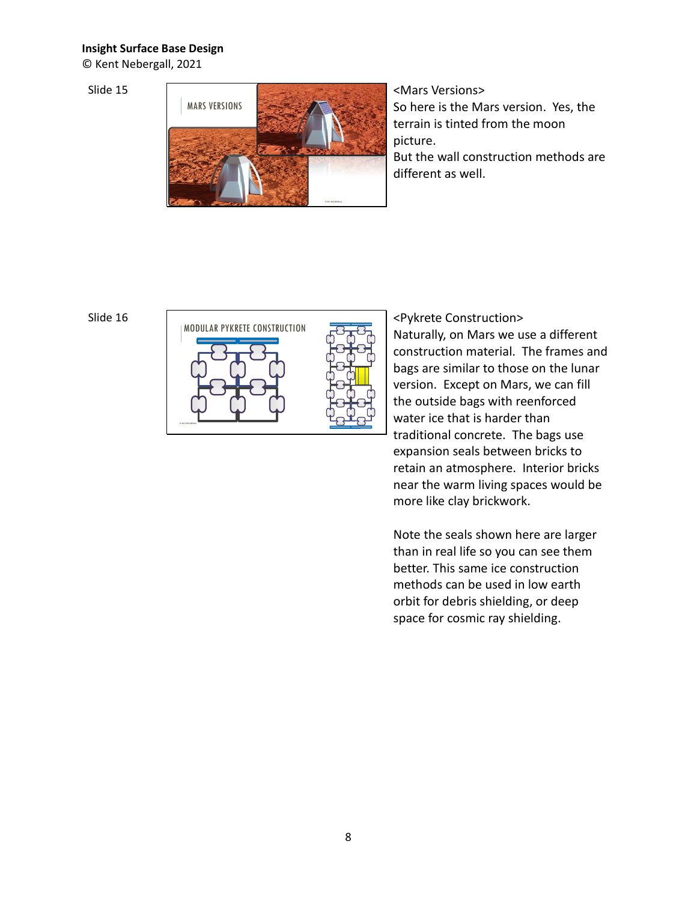Slide 15

<Mars Versions>
So here is the Mars version. Yes, the terrain is tinted from the moon picture.
But the wall construction methods are different as well.

Slide 16

<Pykrete Construction>
Naturally, on Mars we use a different construction material. The frames and bags are similar to those on the lunar version. Except on Mars, we can fill the outside bags with reenforced water ice that is harder than traditional concrete. The bags use expansion seals between bricks to retain an atmosphere. Interior bricks near the warm living spaces would be more like clay brickwork.

Note the seals shown here are larger than in real life so you can see them better. This same ice construction methods can be used in low earth orbit for debris shielding, or deep space for cosmic ray shielding.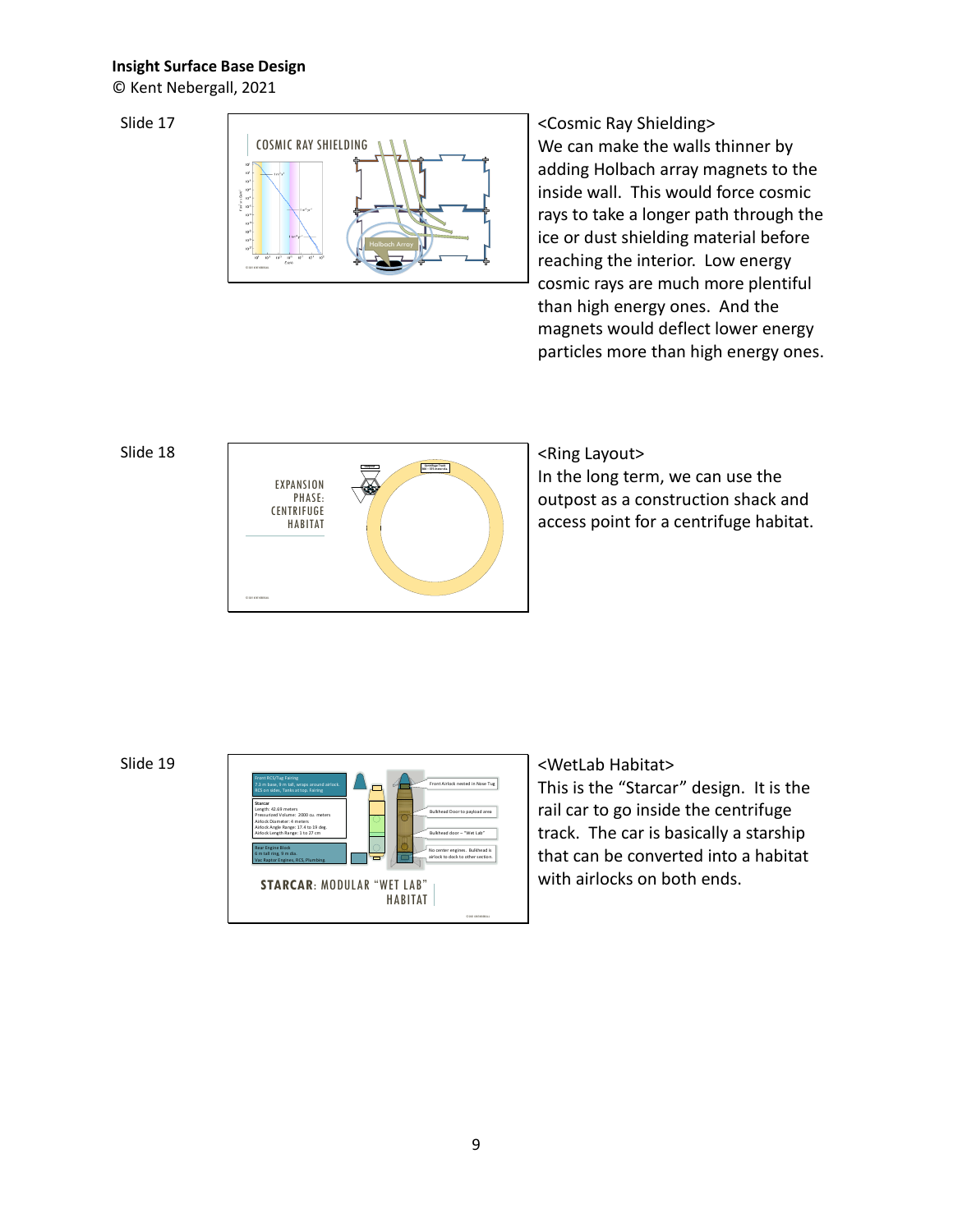Slide 17

<Cosmic Ray Shielding>
We can make the walls thinner by adding Holbach array magnets to the inside wall. This would force cosmic rays to take a longer path through the ice or dust shielding material before reaching the interior. Low energy cosmic rays are much more plentiful than high energy ones. And the magnets would deflect lower energy particles more than high energy ones.

Slide 18

<Ring Layout>
In the long term, we can use the outpost as a construction shack and access point for a centrifuge habitat.

Slide 19

<WetLab Habitat>
This is the "Starcar" design. It is the rail car to go inside the centrifuge track. The car is basically a starship that can be converted into a habitat with airlocks on both ends.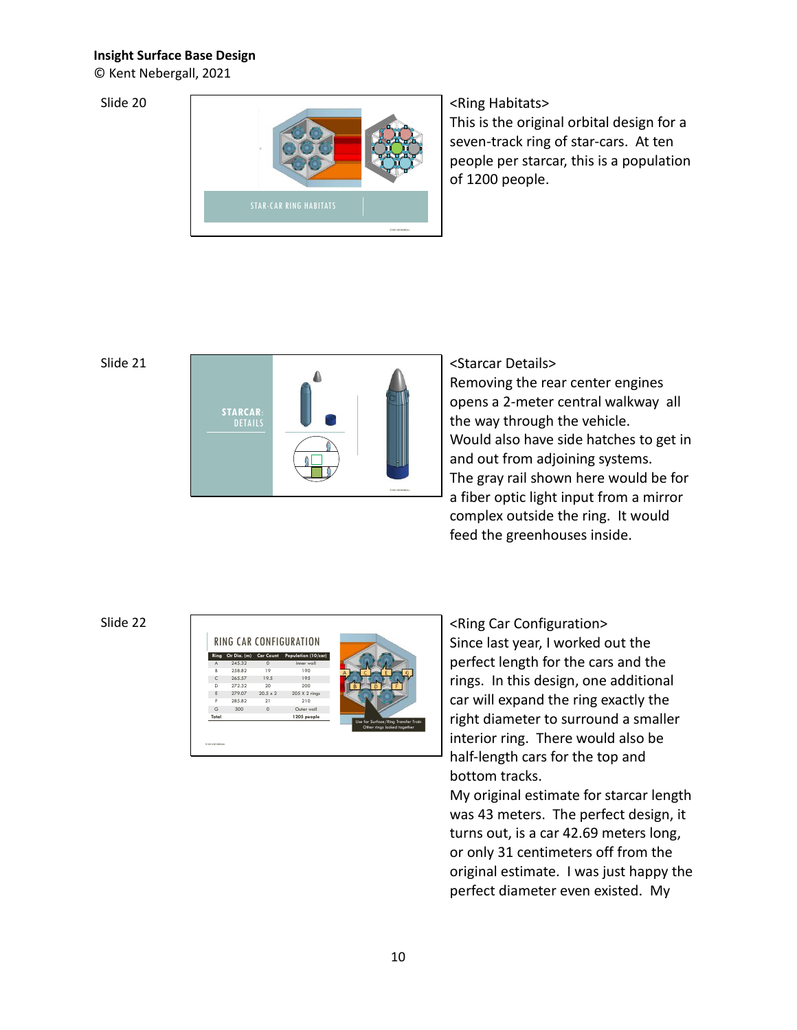**Insight Surface Base Design**

© Kent Nebergall, 2021

Slide 20

<Ring Habitats>
This is the original orbital design for a seven-track ring of star-cars. At ten people per starcar, this is a population of 1200 people.

Slide 21

<Starcar Details>
Removing the rear center engines opens a 2-meter central walkway all the way through the vehicle.
Would also have side hatches to get in and out from adjoining systems.
The gray rail shown here would be for a fiber optic light input from a mirror complex outside the ring. It would feed the greenhouses inside.

Slide 22

<Ring Car Configuration>
Since last year, I worked out the perfect length for the cars and the rings. In this design, one additional car will expand the ring exactly the right diameter to surround a smaller interior ring. There would also be half-length cars for the top and bottom tracks.
My original estimate for starcar length was 43 meters. The perfect design, it turns out, is a car 42.69 meters long, or only 31 centimeters off from the original estimate. I was just happy the perfect diameter even existed. My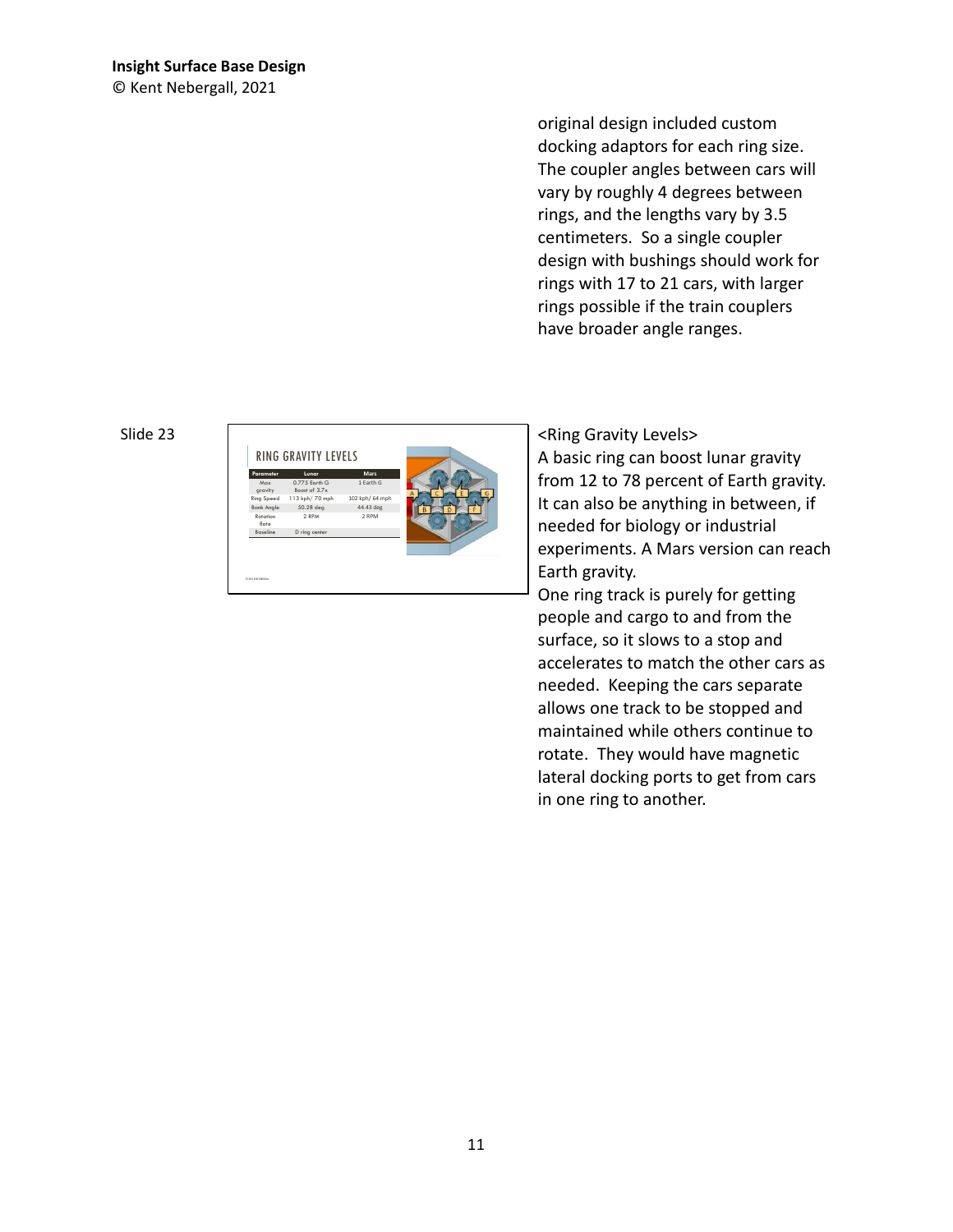original design included custom docking adaptors for each ring size. The coupler angles between cars will vary by roughly 4 degrees between rings, and the lengths vary by 3.5 centimeters. So a single coupler design with bushings should work for rings with 17 to 21 cars, with larger rings possible if the train couplers have broader angle ranges.

Slide 23

RING GRAVITY LEVELS

| Parameter | Lunar | Mars |
|---|---|---|
| Max gravity | 0.775 Earth G Boost of 3.7x | 1 Earth G |
| Ring Speed | 113 kph/ 70 mph | 102 kph/ 64 mph |
| Bank Angle | 50.28 deg | 44.43 deg |
| Rotation Rate | 2 RPM | 2 RPM |
| Baseline | D ring center | |

<Ring Gravity Levels>

A basic ring can boost lunar gravity from 12 to 78 percent of Earth gravity. It can also be anything in between, if needed for biology or industrial experiments. A Mars version can reach Earth gravity.

One ring track is purely for getting people and cargo to and from the surface, so it slows to a stop and accelerates to match the other cars as needed. Keeping the cars separate allows one track to be stopped and maintained while others continue to rotate. They would have magnetic lateral docking ports to get from cars in one ring to another.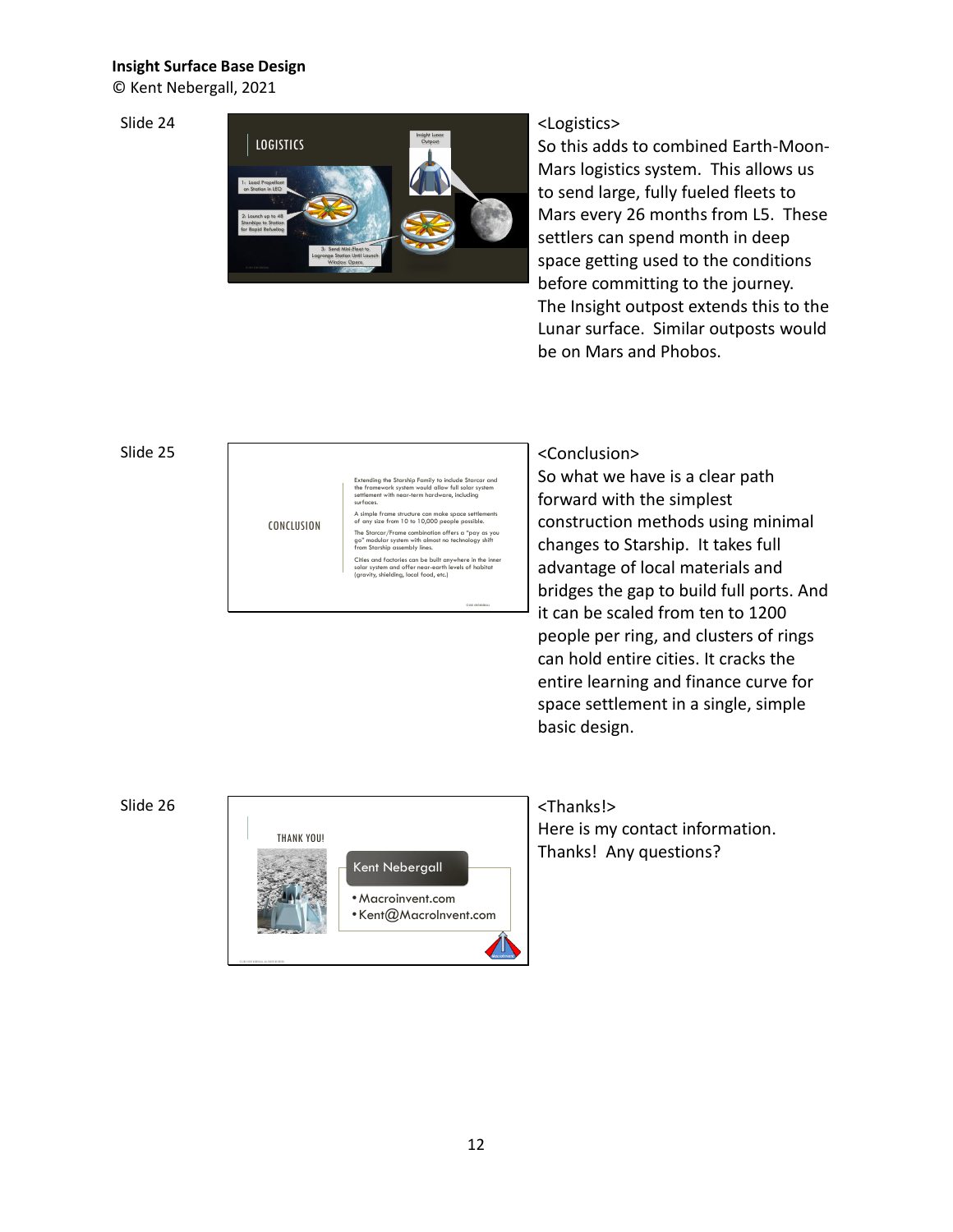**Insight Surface Base Design**
© Kent Nebergall, 2021

Slide 24

<Logistics>
So this adds to combined Earth-Moon-Mars logistics system. This allows us to send large, fully fueled fleets to Mars every 26 months from L5. These settlers can spend month in deep space getting used to the conditions before committing to the journey. The Insight outpost extends this to the Lunar surface. Similar outposts would be on Mars and Phobos.

Slide 25

<Conclusion>
So what we have is a clear path forward with the simplest construction methods using minimal changes to Starship. It takes full advantage of local materials and bridges the gap to build full ports. And it can be scaled from ten to 1200 people per ring, and clusters of rings can hold entire cities. It cracks the entire learning and finance curve for space settlement in a single, simple basic design.

Slide 26

<Thanks!>
Here is my contact information. Thanks! Any questions?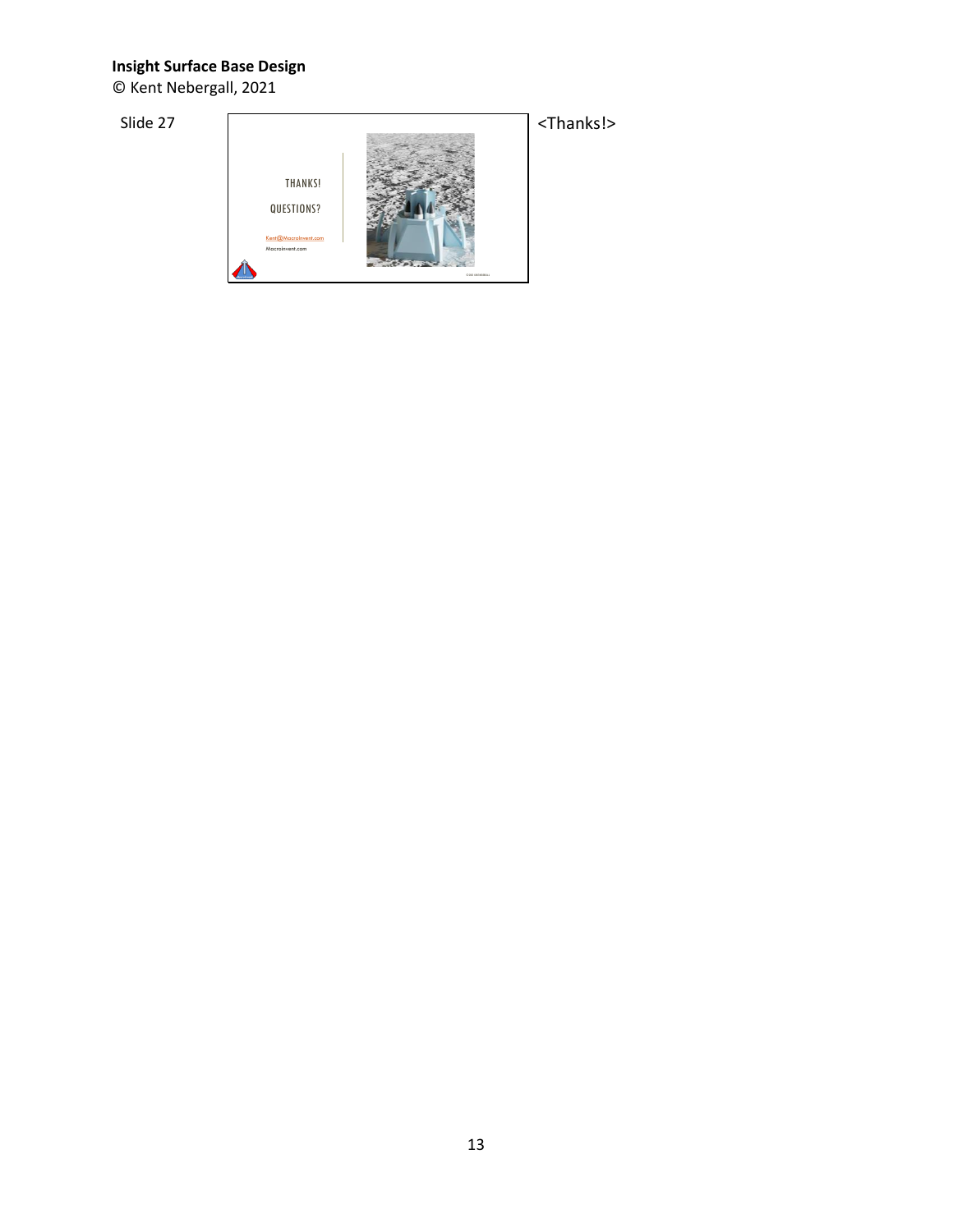Slide 27

THANKS!

QUESTIONS?

Kent@MacroInvent.com

Macroinvent.com

<Thanks!>